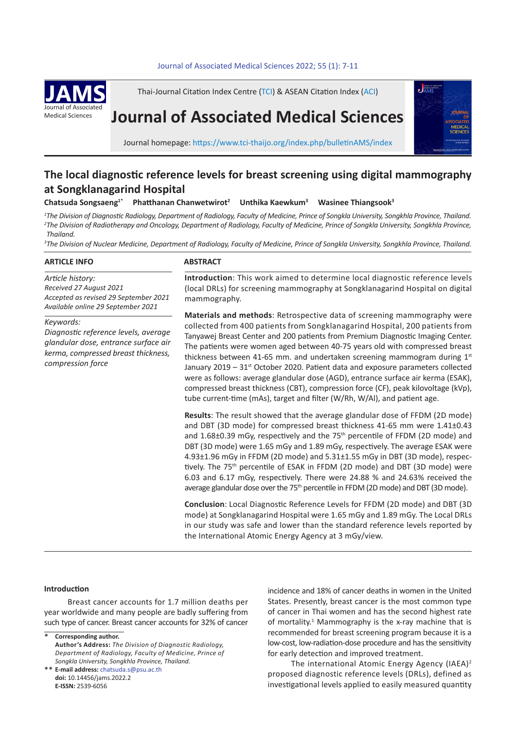Thai-Journal Citation Index Centre (TCI) & ASEAN Citation Index (ACI)

# Journal of Associated Medical Sciences

Journal homepage: https://www.tci-thaijo.org/index.php/bulletinAMS/index

## The local diagnostic reference levels for breast screening using digital mammography at Songklanagarind Hospital

**Chatsuda Songsaeng[1*] Phatthanan Chanwetwirot[2] Unthika Kaewkum[3] Wasinee Thiangsook[3]**

*[1]The Division of Diagnostic Radiology, Department of Radiology, Faculty of Medicine, Prince of Songkla University, Songkhla Province, Thailand.*
*[2]The Division of Radiotherapy and Oncology, Department of Radiology, Faculty of Medicine, Prince of Songkla University, Songkhla Province, Thailand.*
*[3]The Division of Nuclear Medicine, Department of Radiology, Faculty of Medicine, Prince of Songkla University, Songkhla Province, Thailand.*

### ARTICLE INFO

*Article history:*
*Received 27 August 2021*
*Accepted as revised 29 September 2021*
*Available online 29 September 2021*

*Keywords:*
*Diagnostic reference levels, average glandular dose, entrance surface air kerma, compressed breast thickness, compression force*

### ABSTRACT

**Introduction**: This work aimed to determine local diagnostic reference levels (local DRLs) for screening mammography at Songklanagarind Hospital on digital mammography.

**Materials and methods**: Retrospective data of screening mammography were collected from 400 patients from Songklanagarind Hospital, 200 patients from Tanyawej Breast Center and 200 patients from Premium Diagnostic Imaging Center. The patients were women aged between 40-75 years old with compressed breast thickness between 41-65 mm. and undertaken screening mammogram during 1st January 2019 – 31st October 2020. Patient data and exposure parameters collected were as follows: average glandular dose (AGD), entrance surface air kerma (ESAK), compressed breast thickness (CBT), compression force (CF), peak kilovoltage (kVp), tube current-time (mAs), target and filter (W/Rh, W/Al), and patient age.

**Results**: The result showed that the average glandular dose of FFDM (2D mode) and DBT (3D mode) for compressed breast thickness 41-65 mm were 1.41±0.43 and 1.68±0.39 mGy, respectively and the 75th percentile of FFDM (2D mode) and DBT (3D mode) were 1.65 mGy and 1.89 mGy, respectively. The average ESAK were 4.93±1.96 mGy in FFDM (2D mode) and 5.31±1.55 mGy in DBT (3D mode), respectively. The 75th percentile of ESAK in FFDM (2D mode) and DBT (3D mode) were 6.03 and 6.17 mGy, respectively. There were 24.88 % and 24.63% received the average glandular dose over the 75th percentile in FFDM (2D mode) and DBT (3D mode).

**Conclusion**: Local Diagnostic Reference Levels for FFDM (2D mode) and DBT (3D mode) at Songklanagarind Hospital were 1.65 mGy and 1.89 mGy. The Local DRLs in our study was safe and lower than the standard reference levels reported by the International Atomic Energy Agency at 3 mGy/view.

### Introduction

Breast cancer accounts for 1.7 million deaths per year worldwide and many people are badly suffering from such type of cancer. Breast cancer accounts for 32% of cancer incidence and 18% of cancer deaths in women in the United States. Presently, breast cancer is the most common type of cancer in Thai women and has the second highest rate of mortality.[1] Mammography is the x-ray machine that is recommended for breast screening program because it is a low-cost, low-radiation-dose procedure and has the sensitivity for early detection and improved treatment.

The international Atomic Energy Agency (IAEA)[2] proposed diagnostic reference levels (DRLs), defined as investigational levels applied to easily measured quantity

\* **Corresponding author.**
**Author's Address:** *The Division of Diagnostic Radiology, Department of Radiology, Faculty of Medicine, Prince of Songkla University, Songkhla Province, Thailand.*
\*\* **E-mail address:** chatsuda.s@psu.ac.th
**doi:** 10.14456/jams.2022.2
**E-ISSN:** 2539-6056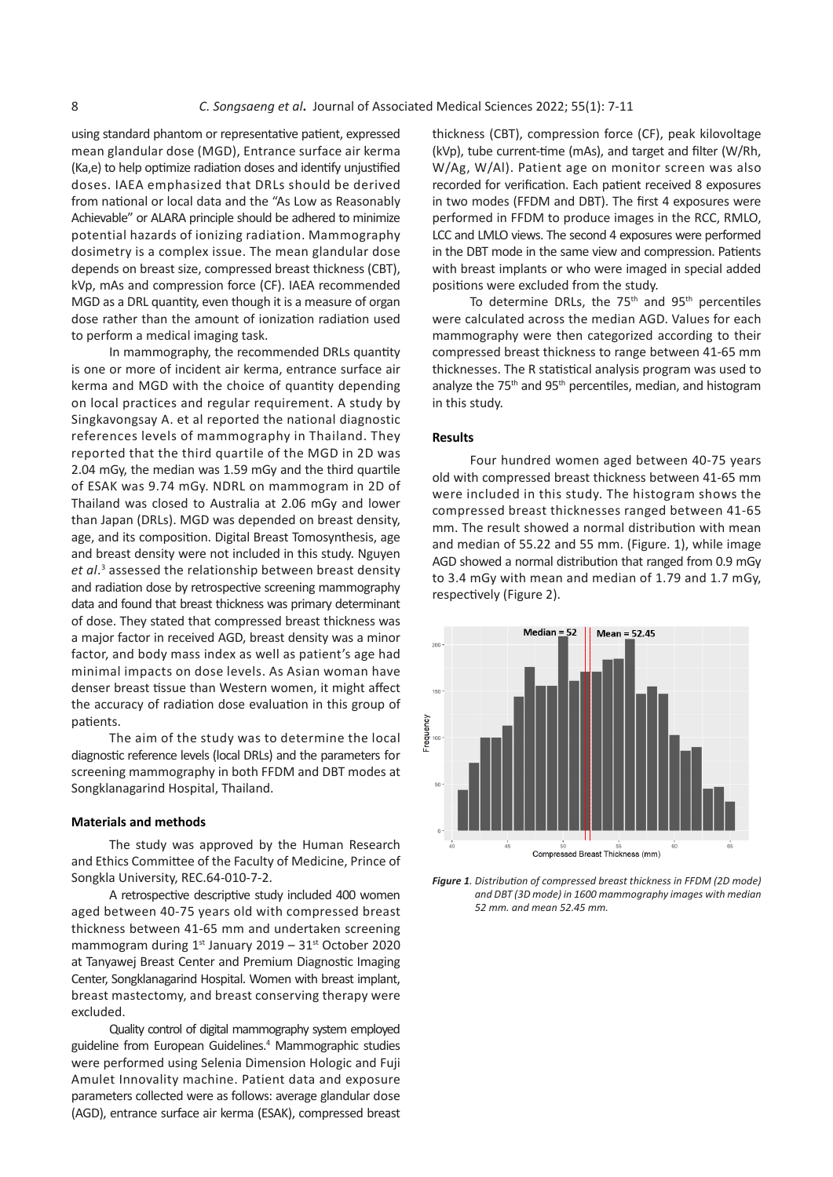using standard phantom or representative patient, expressed mean glandular dose (MGD), Entrance surface air kerma (Ka,e) to help optimize radiation doses and identify unjustified doses. IAEA emphasized that DRLs should be derived from national or local data and the "As Low as Reasonably Achievable" or ALARA principle should be adhered to minimize potential hazards of ionizing radiation. Mammography dosimetry is a complex issue. The mean glandular dose depends on breast size, compressed breast thickness (CBT), kVp, mAs and compression force (CF). IAEA recommended MGD as a DRL quantity, even though it is a measure of organ dose rather than the amount of ionization radiation used to perform a medical imaging task.

In mammography, the recommended DRLs quantity is one or more of incident air kerma, entrance surface air kerma and MGD with the choice of quantity depending on local practices and regular requirement. A study by Singkavongsay A. et al reported the national diagnostic references levels of mammography in Thailand. They reported that the third quartile of the MGD in 2D was 2.04 mGy, the median was 1.59 mGy and the third quartile of ESAK was 9.74 mGy. NDRL on mammogram in 2D of Thailand was closed to Australia at 2.06 mGy and lower than Japan (DRLs). MGD was depended on breast density, age, and its composition. Digital Breast Tomosynthesis, age and breast density were not included in this study. Nguyen *et al*.[3] assessed the relationship between breast density and radiation dose by retrospective screening mammography data and found that breast thickness was primary determinant of dose. They stated that compressed breast thickness was a major factor in received AGD, breast density was a minor factor, and body mass index as well as patient's age had minimal impacts on dose levels. As Asian woman have denser breast tissue than Western women, it might affect the accuracy of radiation dose evaluation in this group of patients.

The aim of the study was to determine the local diagnostic reference levels (local DRLs) and the parameters for screening mammography in both FFDM and DBT modes at Songklanagarind Hospital, Thailand.

## Materials and methods

The study was approved by the Human Research and Ethics Committee of the Faculty of Medicine, Prince of Songkla University, REC.64-010-7-2.

A retrospective descriptive study included 400 women aged between 40-75 years old with compressed breast thickness between 41-65 mm and undertaken screening mammogram during 1st January 2019 – 31st October 2020 at Tanyawej Breast Center and Premium Diagnostic Imaging Center, Songklanagarind Hospital. Women with breast implant, breast mastectomy, and breast conserving therapy were excluded.

Quality control of digital mammography system employed guideline from European Guidelines.[4] Mammographic studies were performed using Selenia Dimension Hologic and Fuji Amulet Innovality machine. Patient data and exposure parameters collected were as follows: average glandular dose (AGD), entrance surface air kerma (ESAK), compressed breast thickness (CBT), compression force (CF), peak kilovoltage (kVp), tube current-time (mAs), and target and filter (W/Rh, W/Ag, W/Al). Patient age on monitor screen was also recorded for verification. Each patient received 8 exposures in two modes (FFDM and DBT). The first 4 exposures were performed in FFDM to produce images in the RCC, RMLO, LCC and LMLO views. The second 4 exposures were performed in the DBT mode in the same view and compression. Patients with breast implants or who were imaged in special added positions were excluded from the study.

To determine DRLs, the 75th and 95th percentiles were calculated across the median AGD. Values for each mammography were then categorized according to their compressed breast thickness to range between 41-65 mm thicknesses. The R statistical analysis program was used to analyze the 75th and 95th percentiles, median, and histogram in this study.

## Results

Four hundred women aged between 40-75 years old with compressed breast thickness between 41-65 mm were included in this study. The histogram shows the compressed breast thicknesses ranged between 41-65 mm. The result showed a normal distribution with mean and median of 55.22 and 55 mm. (Figure. 1), while image AGD showed a normal distribution that ranged from 0.9 mGy to 3.4 mGy with mean and median of 1.79 and 1.7 mGy, respectively (Figure 2).

*Figure 1. Distribution of compressed breast thickness in FFDM (2D mode) and DBT (3D mode) in 1600 mammography images with median 52 mm. and mean 52.45 mm.*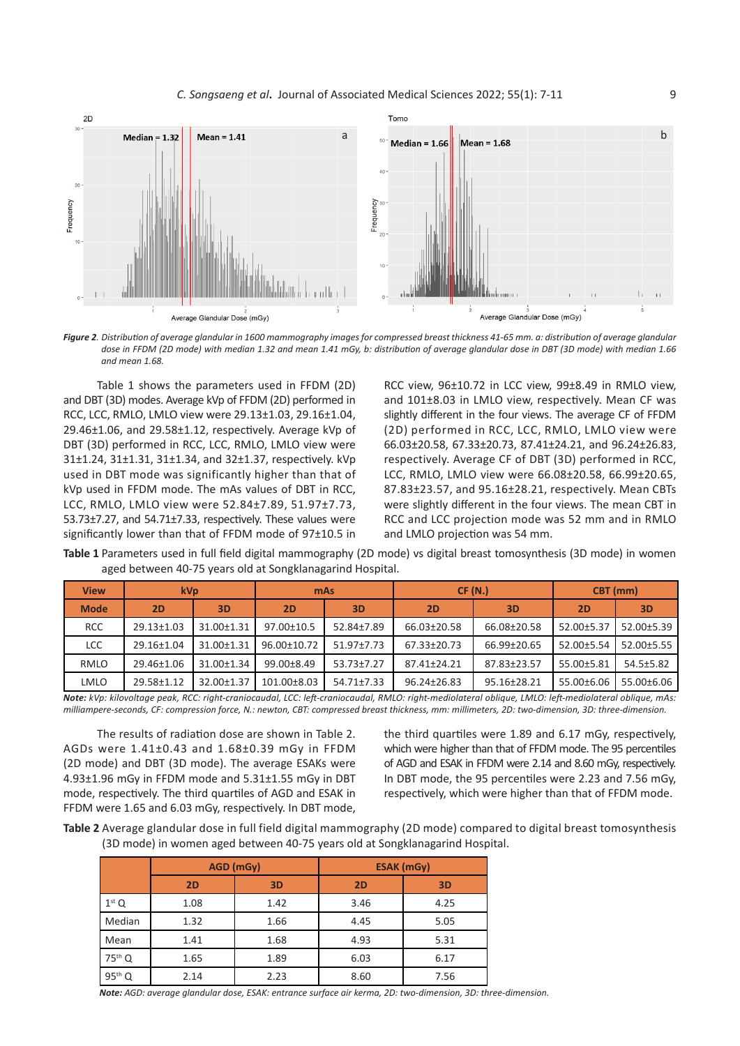*Figure 2. Distribution of average glandular in 1600 mammography images for compressed breast thickness 41-65 mm. a: distribution of average glandular dose in FFDM (2D mode) with median 1.32 and mean 1.41 mGy, b: distribution of average glandular dose in DBT (3D mode) with median 1.66 and mean 1.68.*

Table 1 shows the parameters used in FFDM (2D) and DBT (3D) modes. Average kVp of FFDM (2D) performed in RCC, LCC, RMLO, LMLO view were 29.13±1.03, 29.16±1.04, 29.46±1.06, and 29.58±1.12, respectively. Average kVp of DBT (3D) performed in RCC, LCC, RMLO, LMLO view were 31±1.24, 31±1.31, 31±1.34, and 32±1.37, respectively. kVp used in DBT mode was significantly higher than that of kVp used in FFDM mode. The mAs values of DBT in RCC, LCC, RMLO, LMLO view were 52.84±7.89, 51.97±7.73, 53.73±7.27, and 54.71±7.33, respectively. These values were significantly lower than that of FFDM mode of 97±10.5 in RCC view, 96±10.72 in LCC view, 99±8.49 in RMLO view, and 101±8.03 in LMLO view, respectively. Mean CF was slightly different in the four views. The average CF of FFDM (2D) performed in RCC, LCC, RMLO, LMLO view were 66.03±20.58, 67.33±20.73, 87.41±24.21, and 96.24±26.83, respectively. Average CF of DBT (3D) performed in RCC, LCC, RMLO, LMLO view were 66.08±20.58, 66.99±20.65, 87.83±23.57, and 95.16±28.21, respectively. Mean CBTs were slightly different in the four views. The mean CBT in RCC and LCC projection mode was 52 mm and in RMLO and LMLO projection was 54 mm.

**Table 1** Parameters used in full field digital mammography (2D mode) vs digital breast tomosynthesis (3D mode) in women aged between 40-75 years old at Songklanagarind Hospital.

| View | kVp | | mAs | | CF (N.) | | CBT (mm) | |
|---|---|---|---|---|---|---|---|---|
| Mode | 2D | 3D | 2D | 3D | 2D | 3D | 2D | 3D |
| RCC | 29.13±1.03 | 31.00±1.31 | 97.00±10.5 | 52.84±7.89 | 66.03±20.58 | 66.08±20.58 | 52.00±5.37 | 52.00±5.39 |
| LCC | 29.16±1.04 | 31.00±1.31 | 96.00±10.72 | 51.97±7.73 | 67.33±20.73 | 66.99±20.65 | 52.00±5.54 | 52.00±5.55 |
| RMLO | 29.46±1.06 | 31.00±1.34 | 99.00±8.49 | 53.73±7.27 | 87.41±24.21 | 87.83±23.57 | 55.00±5.81 | 54.5±5.82 |
| LMLO | 29.58±1.12 | 32.00±1.37 | 101.00±8.03 | 54.71±7.33 | 96.24±26.83 | 95.16±28.21 | 55.00±6.06 | 55.00±6.06 |

***Note:*** *kVp: kilovoltage peak, RCC: right-craniocaudal, LCC: left-craniocaudal, RMLO: right-mediolateral oblique, LMLO: left-mediolateral oblique, mAs: milliampere-seconds, CF: compression force, N.: newton, CBT: compressed breast thickness, mm: millimeters, 2D: two-dimension, 3D: three-dimension.*

The results of radiation dose are shown in Table 2. AGDs were 1.41±0.43 and 1.68±0.39 mGy in FFDM (2D mode) and DBT (3D mode). The average ESAKs were 4.93±1.96 mGy in FFDM mode and 5.31±1.55 mGy in DBT mode, respectively. The third quartiles of AGD and ESAK in FFDM were 1.65 and 6.03 mGy, respectively. In DBT mode, the third quartiles were 1.89 and 6.17 mGy, respectively, which were higher than that of FFDM mode. The 95 percentiles of AGD and ESAK in FFDM were 2.14 and 8.60 mGy, respectively. In DBT mode, the 95 percentiles were 2.23 and 7.56 mGy, respectively, which were higher than that of FFDM mode.

**Table 2** Average glandular dose in full field digital mammography (2D mode) compared to digital breast tomosynthesis (3D mode) in women aged between 40-75 years old at Songklanagarind Hospital.

| | AGD (mGy) | | ESAK (mGy) | |
|---|---|---|---|---|
| | 2D | 3D | 2D | 3D |
| 1st Q | 1.08 | 1.42 | 3.46 | 4.25 |
| Median | 1.32 | 1.66 | 4.45 | 5.05 |
| Mean | 1.41 | 1.68 | 4.93 | 5.31 |
| 75th Q | 1.65 | 1.89 | 6.03 | 6.17 |
| 95th Q | 2.14 | 2.23 | 8.60 | 7.56 |

***Note:*** *AGD: average glandular dose, ESAK: entrance surface air kerma, 2D: two-dimension, 3D: three-dimension.*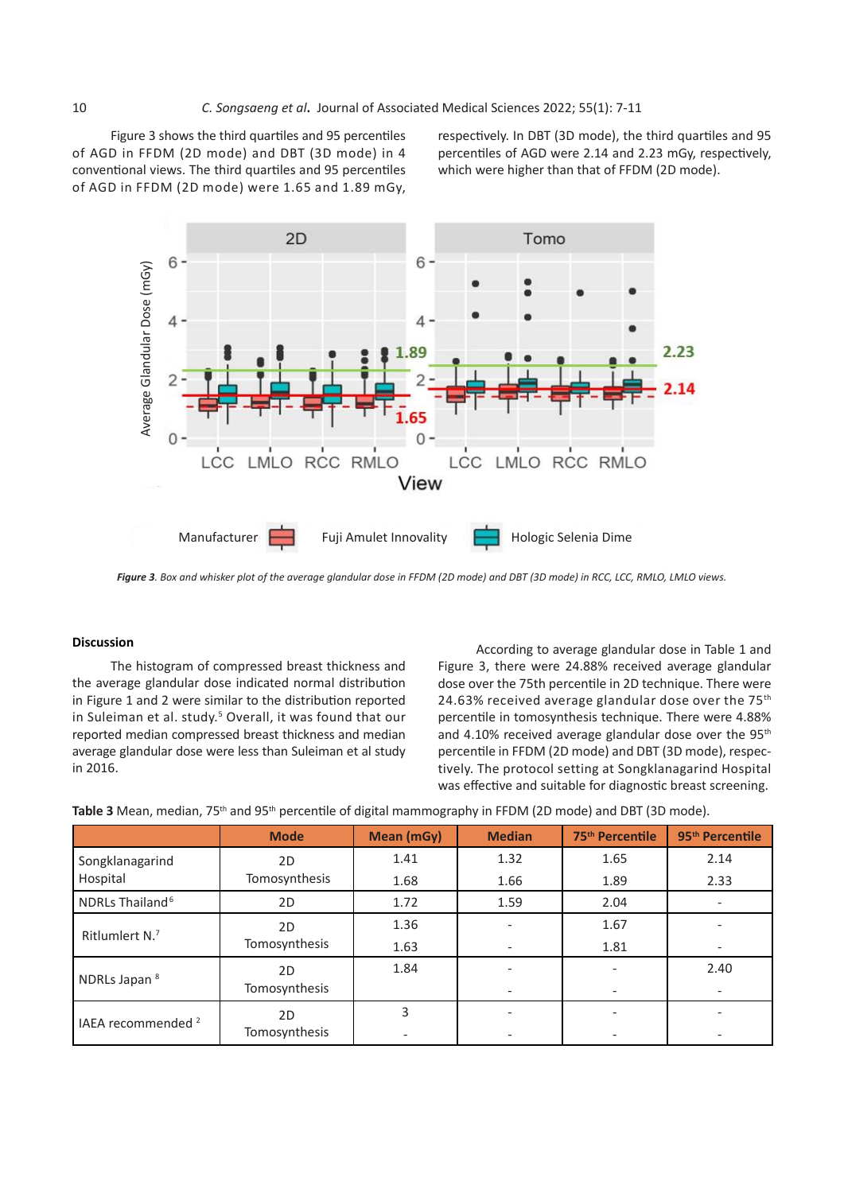Figure 3 shows the third quartiles and 95 percentiles of AGD in FFDM (2D mode) and DBT (3D mode) in 4 conventional views. The third quartiles and 95 percentiles of AGD in FFDM (2D mode) were 1.65 and 1.89 mGy, respectively. In DBT (3D mode), the third quartiles and 95 percentiles of AGD were 2.14 and 2.23 mGy, respectively, which were higher than that of FFDM (2D mode).

***Figure 3**. Box and whisker plot of the average glandular dose in FFDM (2D mode) and DBT (3D mode) in RCC, LCC, RMLO, LMLO views.*

## Discussion

The histogram of compressed breast thickness and the average glandular dose indicated normal distribution in Figure 1 and 2 were similar to the distribution reported in Suleiman et al. study.[5] Overall, it was found that our reported median compressed breast thickness and median average glandular dose were less than Suleiman et al study in 2016.

According to average glandular dose in Table 1 and Figure 3, there were 24.88% received average glandular dose over the 75th percentile in 2D technique. There were 24.63% received average glandular dose over the 75$^{th}$ percentile in tomosynthesis technique. There were 4.88% and 4.10% received average glandular dose over the 95$^{th}$ percentile in FFDM (2D mode) and DBT (3D mode), respectively. The protocol setting at Songklanagarind Hospital was effective and suitable for diagnostic breast screening.

**Table 3** Mean, median, 75$^{th}$ and 95$^{th}$ percentile of digital mammography in FFDM (2D mode) and DBT (3D mode).

| | Mode | Mean (mGy) | Median | 75$^{th}$ Percentile | 95$^{th}$ Percentile |
|---|---|---|---|---|---|
| Songklanagarind Hospital | 2D | 1.41 | 1.32 | 1.65 | 2.14 |
| | Tomosynthesis | 1.68 | 1.66 | 1.89 | 2.33 |
| NDRLs Thailand[6] | 2D | 1.72 | 1.59 | 2.04 | - |
| Ritlumlert N.[7] | 2D | 1.36 | - | 1.67 | - |
| | Tomosynthesis | 1.63 | - | 1.81 | - |
| NDRLs Japan[8] | 2D | 1.84 | - | - | 2.40 |
| | Tomosynthesis | | - | - | - |
| IAEA recommended[2] | 2D | 3 | - | - | - |
| | Tomosynthesis | - | - | - | - |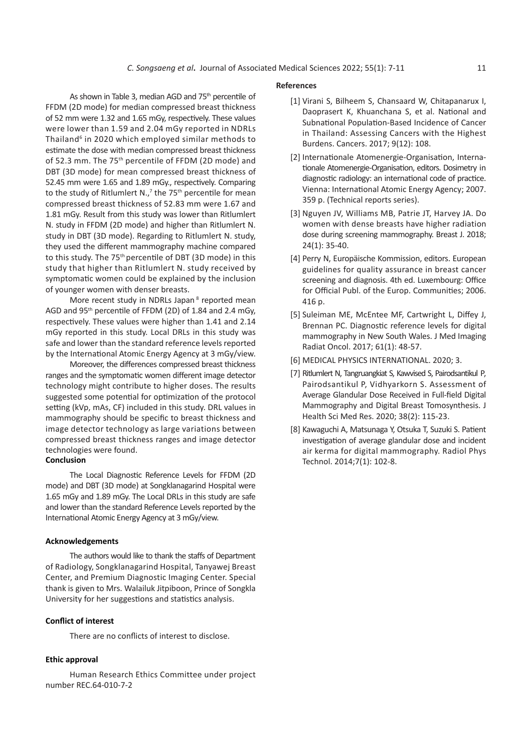As shown in Table 3, median AGD and 75th percentile of FFDM (2D mode) for median compressed breast thickness of 52 mm were 1.32 and 1.65 mGy, respectively. These values were lower than 1.59 and 2.04 mGy reported in NDRLs Thailand[6] in 2020 which employed similar methods to estimate the dose with median compressed breast thickness of 52.3 mm. The 75th percentile of FFDM (2D mode) and DBT (3D mode) for mean compressed breast thickness of 52.45 mm were 1.65 and 1.89 mGy., respectively. Comparing to the study of Ritlumlert N.,[7] the 75th percentile for mean compressed breast thickness of 52.83 mm were 1.67 and 1.81 mGy. Result from this study was lower than Ritlumlert N. study in FFDM (2D mode) and higher than Ritlumlert N. study in DBT (3D mode). Regarding to Ritlumlert N. study, they used the different mammography machine compared to this study. The 75th percentile of DBT (3D mode) in this study that higher than Ritlumlert N. study received by symptomatic women could be explained by the inclusion of younger women with denser breasts.

More recent study in NDRLs Japan[8] reported mean AGD and 95th percentile of FFDM (2D) of 1.84 and 2.4 mGy, respectively. These values were higher than 1.41 and 2.14 mGy reported in this study. Local DRLs in this study was safe and lower than the standard reference levels reported by the International Atomic Energy Agency at 3 mGy/view.

Moreover, the differences compressed breast thickness ranges and the symptomatic women different image detector technology might contribute to higher doses. The results suggested some potential for optimization of the protocol setting (kVp, mAs, CF) included in this study. DRL values in mammography should be specific to breast thickness and image detector technology as large variations between compressed breast thickness ranges and image detector technologies were found.

## Conclusion

The Local Diagnostic Reference Levels for FFDM (2D mode) and DBT (3D mode) at Songklanagarind Hospital were 1.65 mGy and 1.89 mGy. The Local DRLs in this study are safe and lower than the standard Reference Levels reported by the International Atomic Energy Agency at 3 mGy/view.

## Acknowledgements

The authors would like to thank the staffs of Department of Radiology, Songklanagarind Hospital, Tanyawej Breast Center, and Premium Diagnostic Imaging Center. Special thank is given to Mrs. Walailuk Jitpiboon, Prince of Songkla University for her suggestions and statistics analysis.

## Conflict of interest

There are no conflicts of interest to disclose.

## Ethic approval

Human Research Ethics Committee under project number REC.64-010-7-2

## References

[1] Virani S, Bilheem S, Chansaard W, Chitapanarux I, Daoprasert K, Khuanchana S, et al. National and Subnational Population-Based Incidence of Cancer in Thailand: Assessing Cancers with the Highest Burdens. Cancers. 2017; 9(12): 108.

[2] Internationale Atomenergie-Organisation, Internationale Atomenergie-Organisation, editors. Dosimetry in diagnostic radiology: an international code of practice. Vienna: International Atomic Energy Agency; 2007. 359 p. (Technical reports series).

[3] Nguyen JV, Williams MB, Patrie JT, Harvey JA. Do women with dense breasts have higher radiation dose during screening mammography. Breast J. 2018; 24(1): 35-40.

[4] Perry N, Europäische Kommission, editors. European guidelines for quality assurance in breast cancer screening and diagnosis. 4th ed. Luxembourg: Office for Official Publ. of the Europ. Communities; 2006. 416 p.

[5] Suleiman ME, McEntee MF, Cartwright L, Diffey J, Brennan PC. Diagnostic reference levels for digital mammography in New South Wales. J Med Imaging Radiat Oncol. 2017; 61(1): 48-57.

[6] MEDICAL PHYSICS INTERNATIONAL. 2020; 3.

[7] Ritlumlert N, Tangruangkiat S, Kawvised S, Pairodsantikul P, Pairodsantikul P, Vidhyarkorn S. Assessment of Average Glandular Dose Received in Full-field Digital Mammography and Digital Breast Tomosynthesis. J Health Sci Med Res. 2020; 38(2): 115-23.

[8] Kawaguchi A, Matsunaga Y, Otsuka T, Suzuki S. Patient investigation of average glandular dose and incident air kerma for digital mammography. Radiol Phys Technol. 2014;7(1): 102-8.